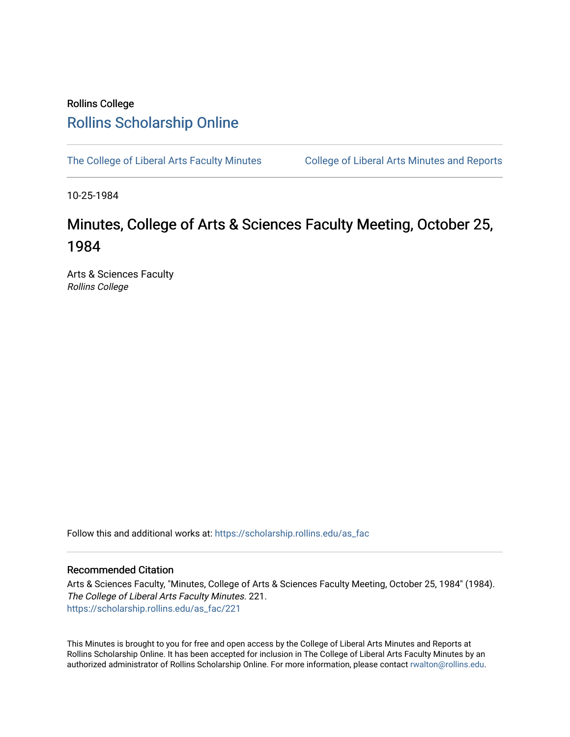Rollins College

# Rollins Scholarship Online

The College of Liberal Arts Faculty Minutes | College of Liberal Arts Minutes and Reports

10-25-1984

# Minutes, College of Arts & Sciences Faculty Meeting, October 25, 1984

Arts & Sciences Faculty
*Rollins College*

Follow this and additional works at: https://scholarship.rollins.edu/as_fac

## Recommended Citation

Arts & Sciences Faculty, "Minutes, College of Arts & Sciences Faculty Meeting, October 25, 1984" (1984). *The College of Liberal Arts Faculty Minutes*. 221.
https://scholarship.rollins.edu/as_fac/221

This Minutes is brought to you for free and open access by the College of Liberal Arts Minutes and Reports at Rollins Scholarship Online. It has been accepted for inclusion in The College of Liberal Arts Faculty Minutes by an authorized administrator of Rollins Scholarship Online. For more information, please contact rwalton@rollins.edu.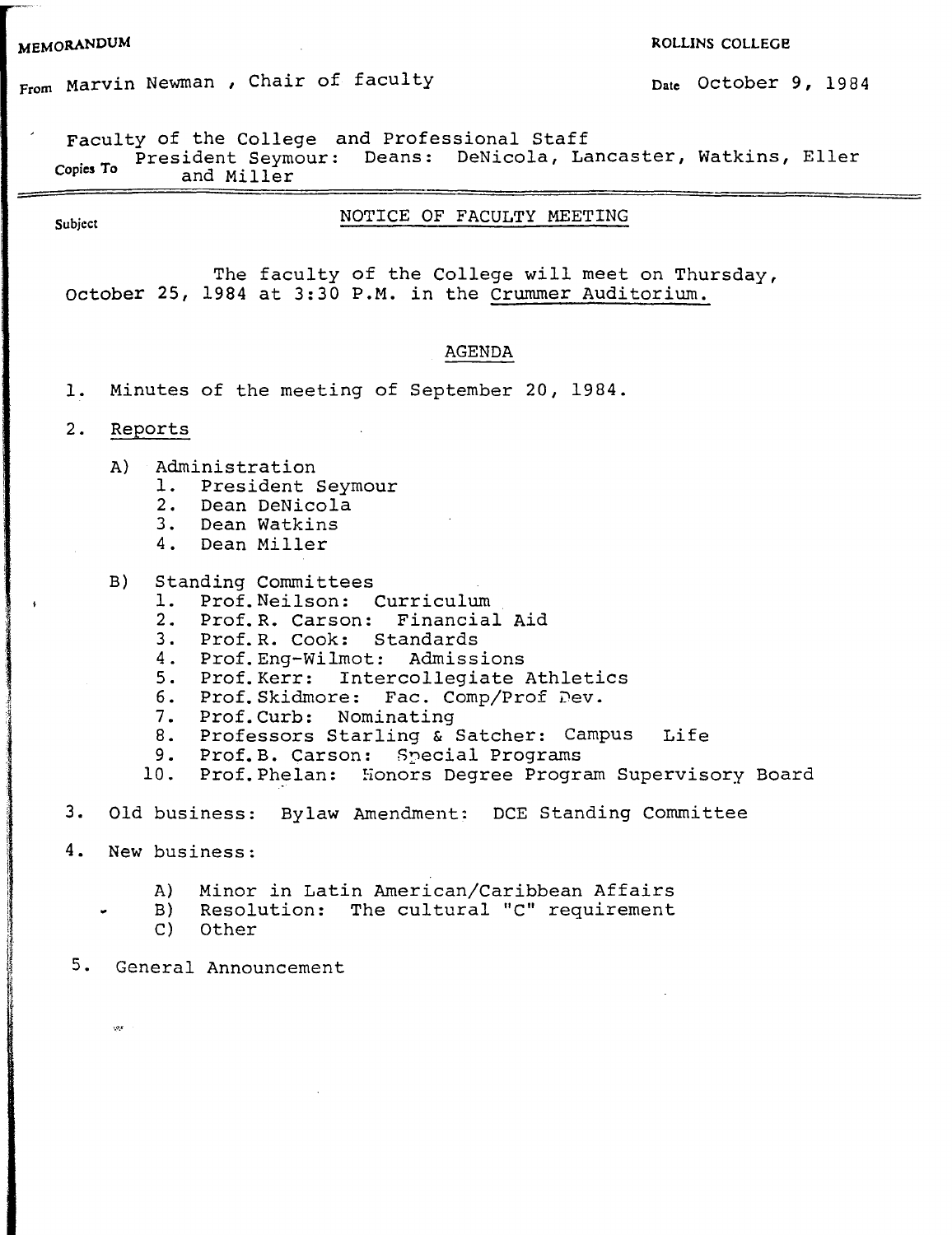MEMORANDUM

ROLLINS COLLEGE

From Marvin Newman , Chair of faculty

Date October 9, 1984

Faculty of the College and Professional Staff

Copies To President Seymour: Deans: DeNicola, Lancaster, Watkins, Eller and Miller

Subject

## NOTICE OF FACULTY MEETING

The faculty of the College will meet on Thursday, October 25, 1984 at 3:30 P.M. in the Crummer Auditorium.

### AGENDA

1. Minutes of the meeting of September 20, 1984.

2. Reports

   A) Administration
      1. President Seymour
      2. Dean DeNicola
      3. Dean Watkins
      4. Dean Miller

   B) Standing Committees
      1. Prof. Neilson: Curriculum
      2. Prof. R. Carson: Financial Aid
      3. Prof. R. Cook: Standards
      4. Prof. Eng-Wilmot: Admissions
      5. Prof. Kerr: Intercollegiate Athletics
      6. Prof. Skidmore: Fac. Comp/Prof Dev.
      7. Prof. Curb: Nominating
      8. Professors Starling & Satcher: Campus Life
      9. Prof. B. Carson: Special Programs
      10. Prof. Phelan: Honors Degree Program Supervisory Board

3. Old business: Bylaw Amendment: DCE Standing Committee

4. New business:

   A) Minor in Latin American/Caribbean Affairs
   B) Resolution: The cultural "C" requirement
   C) Other

5. General Announcement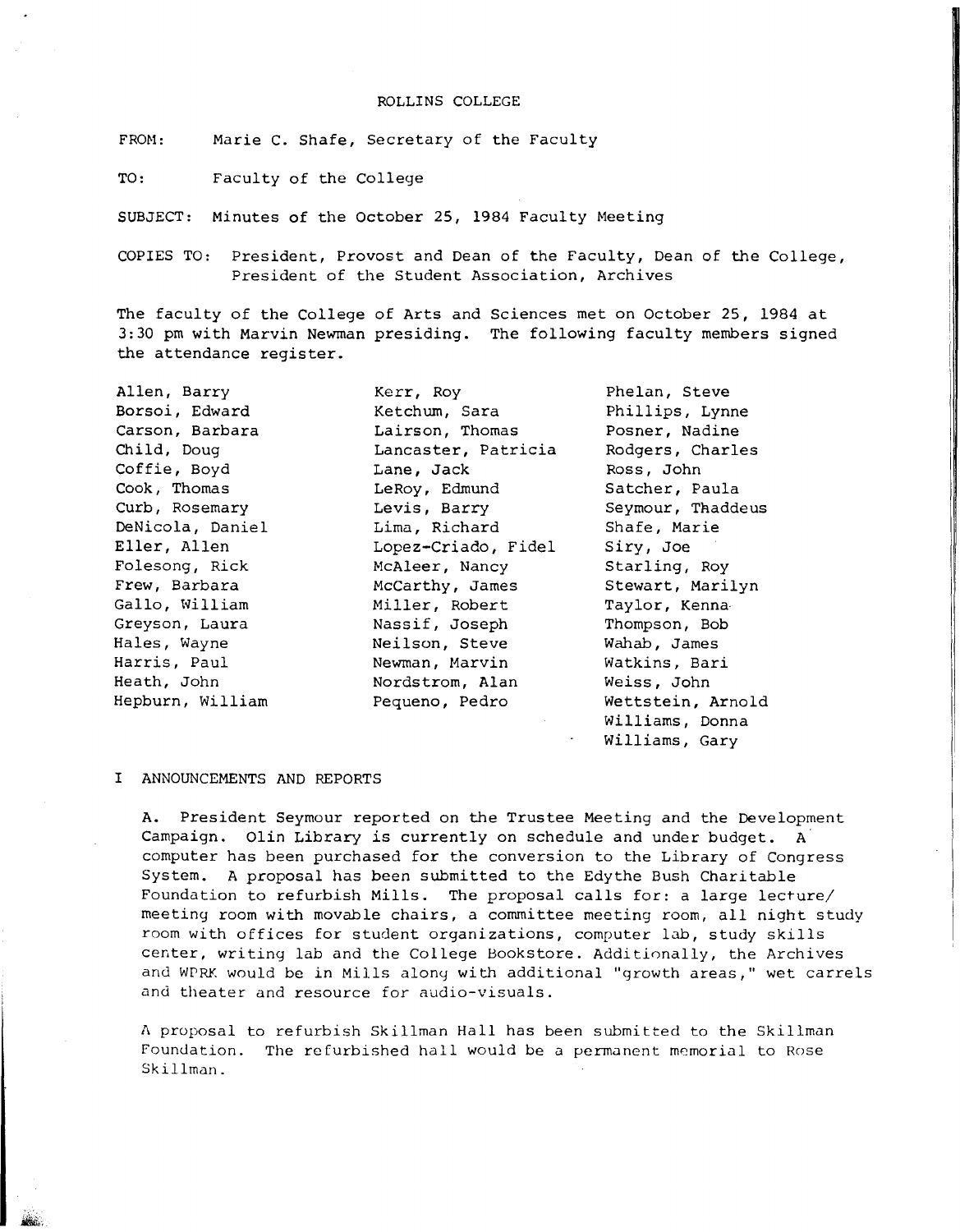ROLLINS COLLEGE

FROM: Marie C. Shafe, Secretary of the Faculty

TO: Faculty of the College

SUBJECT: Minutes of the October 25, 1984 Faculty Meeting

COPIES TO: President, Provost and Dean of the Faculty, Dean of the College, President of the Student Association, Archives

The faculty of the College of Arts and Sciences met on October 25, 1984 at 3:30 pm with Marvin Newman presiding. The following faculty members signed the attendance register.

Allen, Barry
Borsoi, Edward
Carson, Barbara
Child, Doug
Coffie, Boyd
Cook, Thomas
Curb, Rosemary
DeNicola, Daniel
Eller, Allen
Folesong, Rick
Frew, Barbara
Gallo, William
Greyson, Laura
Hales, Wayne
Harris, Paul
Heath, John
Hepburn, William
Kerr, Roy
Ketchum, Sara
Lairson, Thomas
Lancaster, Patricia
Lane, Jack
LeRoy, Edmund
Levis, Barry
Lima, Richard
Lopez-Criado, Fidel
McAleer, Nancy
McCarthy, James
Miller, Robert
Nassif, Joseph
Neilson, Steve
Newman, Marvin
Nordstrom, Alan
Pequeno, Pedro
Phelan, Steve
Phillips, Lynne
Posner, Nadine
Rodgers, Charles
Ross, John
Satcher, Paula
Seymour, Thaddeus
Shafe, Marie
Siry, Joe
Starling, Roy
Stewart, Marilyn
Taylor, Kenna
Thompson, Bob
Wahab, James
Watkins, Bari
Weiss, John
Wettstein, Arnold
Williams, Donna
Williams, Gary

I ANNOUNCEMENTS AND REPORTS

A. President Seymour reported on the Trustee Meeting and the Development Campaign. Olin Library is currently on schedule and under budget. A computer has been purchased for the conversion to the Library of Congress System. A proposal has been submitted to the Edythe Bush Charitable Foundation to refurbish Mills. The proposal calls for: a large lecture/ meeting room with movable chairs, a committee meeting room, all night study room with offices for student organizations, computer lab, study skills center, writing lab and the College Bookstore. Additionally, the Archives and WPRK would be in Mills along with additional "growth areas," wet carrels and theater and resource for audio-visuals.

A proposal to refurbish Skillman Hall has been submitted to the Skillman Foundation. The refurbished hall would be a permanent memorial to Rose Skillman.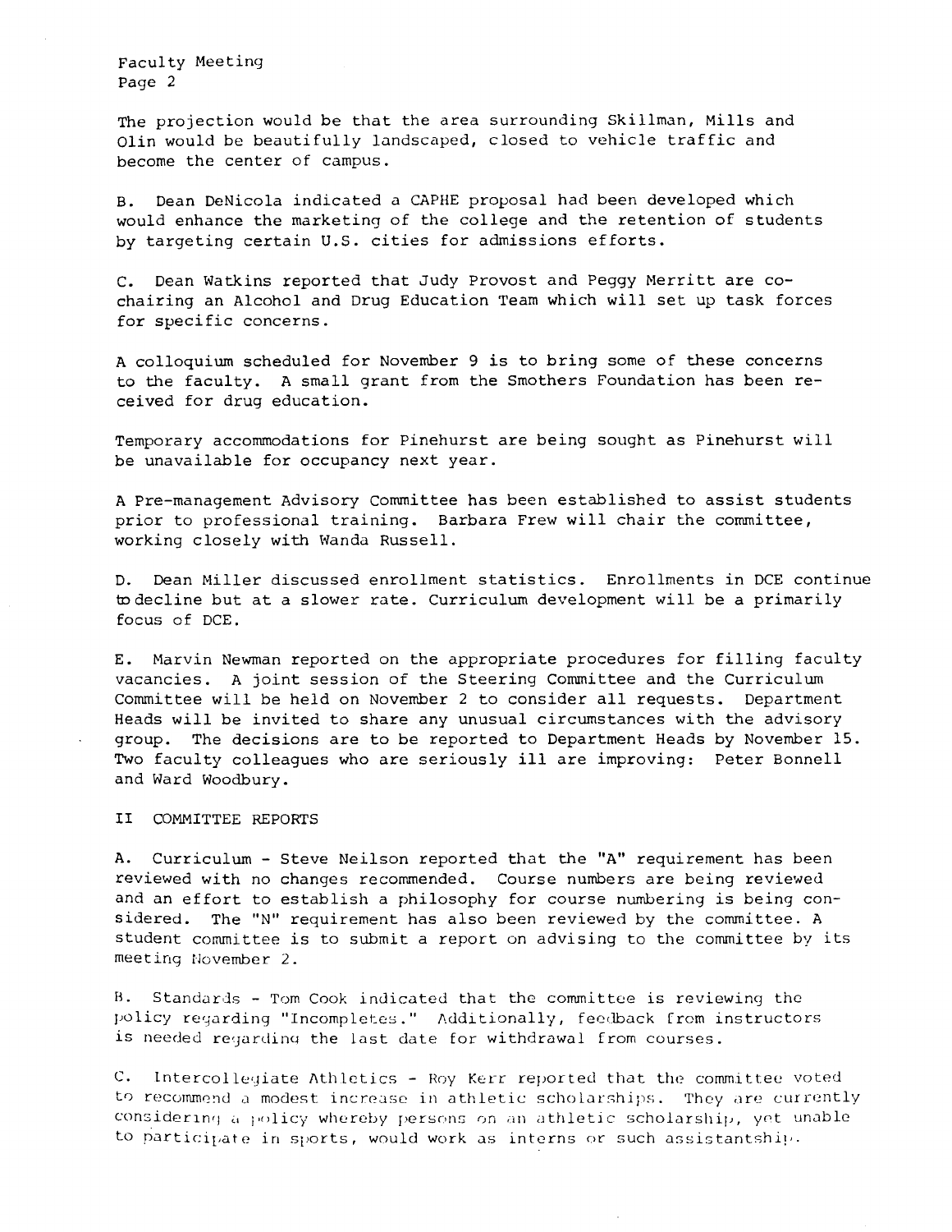The projection would be that the area surrounding Skillman, Mills and Olin would be beautifully landscaped, closed to vehicle traffic and become the center of campus.

B. Dean DeNicola indicated a CAPHE proposal had been developed which would enhance the marketing of the college and the retention of students by targeting certain U.S. cities for admissions efforts.

C. Dean Watkins reported that Judy Provost and Peggy Merritt are co-chairing an Alcohol and Drug Education Team which will set up task forces for specific concerns.

A colloquium scheduled for November 9 is to bring some of these concerns to the faculty. A small grant from the Smothers Foundation has been received for drug education.

Temporary accommodations for Pinehurst are being sought as Pinehurst will be unavailable for occupancy next year.

A Pre-management Advisory Committee has been established to assist students prior to professional training. Barbara Frew will chair the committee, working closely with Wanda Russell.

D. Dean Miller discussed enrollment statistics. Enrollments in DCE continue to decline but at a slower rate. Curriculum development will be a primarily focus of DCE.

E. Marvin Newman reported on the appropriate procedures for filling faculty vacancies. A joint session of the Steering Committee and the Curriculum Committee will be held on November 2 to consider all requests. Department Heads will be invited to share any unusual circumstances with the advisory group. The decisions are to be reported to Department Heads by November 15. Two faculty colleagues who are seriously ill are improving: Peter Bonnell and Ward Woodbury.

II COMMITTEE REPORTS

A. Curriculum - Steve Neilson reported that the "A" requirement has been reviewed with no changes recommended. Course numbers are being reviewed and an effort to establish a philosophy for course numbering is being considered. The "N" requirement has also been reviewed by the committee. A student committee is to submit a report on advising to the committee by its meeting November 2.

B. Standards - Tom Cook indicated that the committee is reviewing the policy regarding "Incompletes." Additionally, feedback from instructors is needed regarding the last date for withdrawal from courses.

C. Intercollegiate Athletics - Roy Kerr reported that the committee voted to recommend a modest increase in athletic scholarships. They are currently considering a policy whereby persons on an athletic scholarship, yet unable to participate in sports, would work as interns or such assistantship.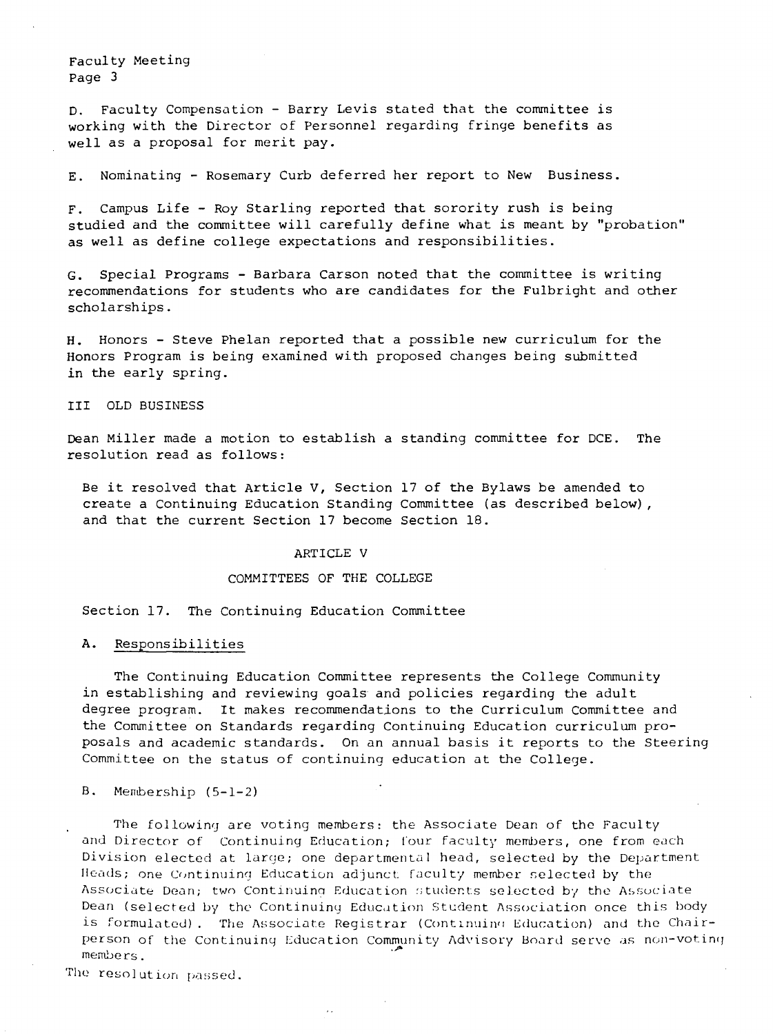D. Faculty Compensation - Barry Levis stated that the committee is working with the Director of Personnel regarding fringe benefits as well as a proposal for merit pay.

E. Nominating - Rosemary Curb deferred her report to New Business.

F. Campus Life - Roy Starling reported that sorority rush is being studied and the committee will carefully define what is meant by "probation" as well as define college expectations and responsibilities.

G. Special Programs - Barbara Carson noted that the committee is writing recommendations for students who are candidates for the Fulbright and other scholarships.

H. Honors - Steve Phelan reported that a possible new curriculum for the Honors Program is being examined with proposed changes being submitted in the early spring.

III OLD BUSINESS

Dean Miller made a motion to establish a standing committee for DCE. The resolution read as follows:

Be it resolved that Article V, Section 17 of the Bylaws be amended to create a Continuing Education Standing Committee (as described below), and that the current Section 17 become Section 18.

ARTICLE V

COMMITTEES OF THE COLLEGE

Section 17. The Continuing Education Committee

A. Responsibilities

The Continuing Education Committee represents the College Community in establishing and reviewing goals and policies regarding the adult degree program. It makes recommendations to the Curriculum Committee and the Committee on Standards regarding Continuing Education curriculum proposals and academic standards. On an annual basis it reports to the Steering Committee on the status of continuing education at the College.

B. Membership (5-1-2)

The following are voting members: the Associate Dean of the Faculty and Director of Continuing Education; four faculty members, one from each Division elected at large; one departmental head, selected by the Department Heads; one Continuing Education adjunct faculty member selected by the Associate Dean; two Continuing Education students selected by the Associate Dean (selected by the Continuing Education Student Association once this body is formulated). The Associate Registrar (Continuing Education) and the Chairperson of the Continuing Education Community Advisory Board serve as non-voting members.

The resolution passed.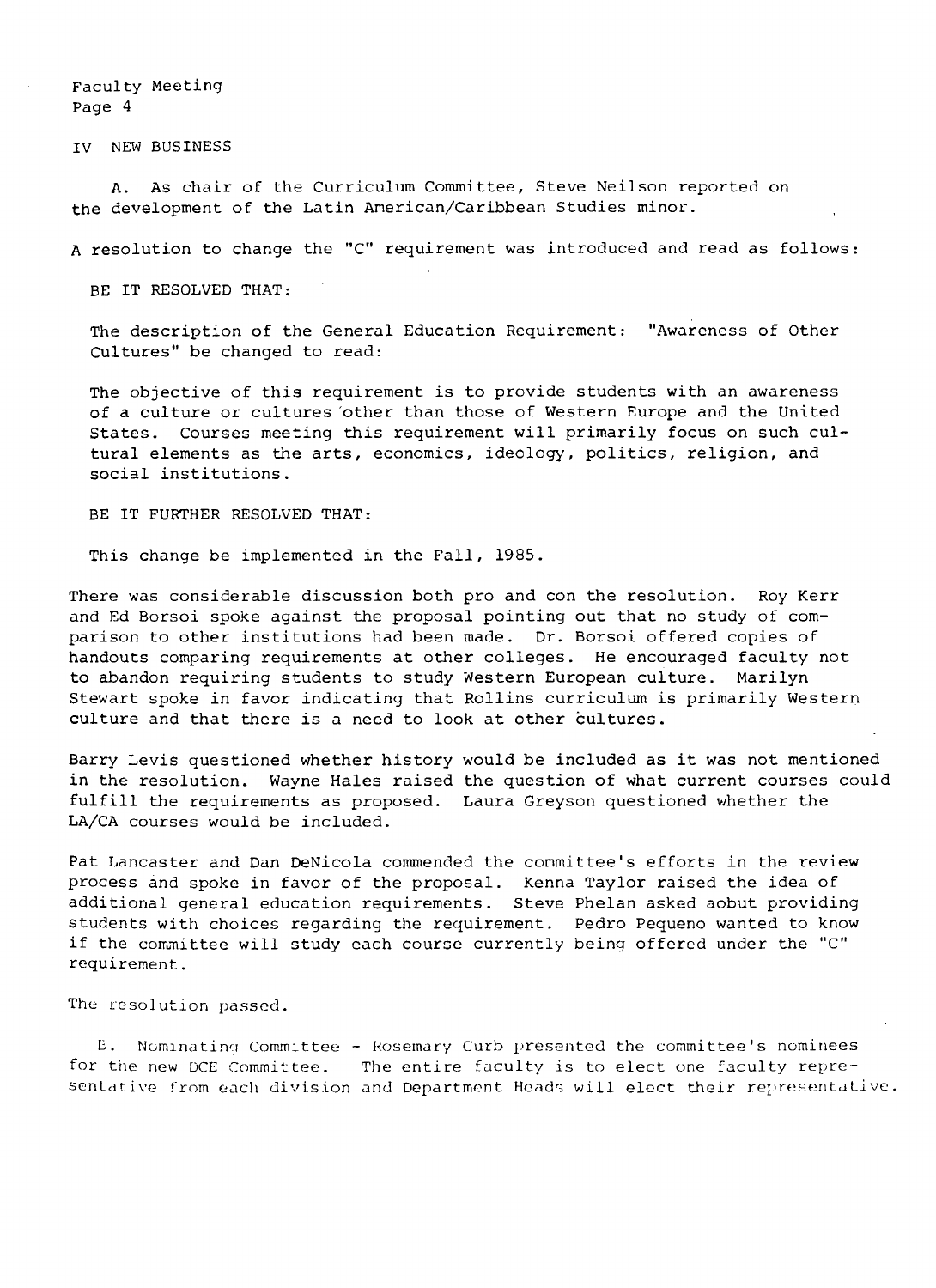## IV NEW BUSINESS

A. As chair of the Curriculum Committee, Steve Neilson reported on the development of the Latin American/Caribbean Studies minor.

A resolution to change the "C" requirement was introduced and read as follows:

BE IT RESOLVED THAT:

The description of the General Education Requirement: "Awareness of Other Cultures" be changed to read:

The objective of this requirement is to provide students with an awareness of a culture or cultures other than those of Western Europe and the United States. Courses meeting this requirement will primarily focus on such cultural elements as the arts, economics, ideology, politics, religion, and social institutions.

BE IT FURTHER RESOLVED THAT:

This change be implemented in the Fall, 1985.

There was considerable discussion both pro and con the resolution. Roy Kerr and Ed Borsoi spoke against the proposal pointing out that no study of comparison to other institutions had been made. Dr. Borsoi offered copies of handouts comparing requirements at other colleges. He encouraged faculty not to abandon requiring students to study Western European culture. Marilyn Stewart spoke in favor indicating that Rollins curriculum is primarily Western culture and that there is a need to look at other cultures.

Barry Levis questioned whether history would be included as it was not mentioned in the resolution. Wayne Hales raised the question of what current courses could fulfill the requirements as proposed. Laura Greyson questioned whether the LA/CA courses would be included.

Pat Lancaster and Dan DeNicola commended the committee's efforts in the review process and spoke in favor of the proposal. Kenna Taylor raised the idea of additional general education requirements. Steve Phelan asked aobut providing students with choices regarding the requirement. Pedro Pequeno wanted to know if the committee will study each course currently being offered under the "C" requirement.

The resolution passed.

B. Nominating Committee - Rosemary Curb presented the committee's nominees for the new DCE Committee. The entire faculty is to elect one faculty representative from each division and Department Heads will elect their representative.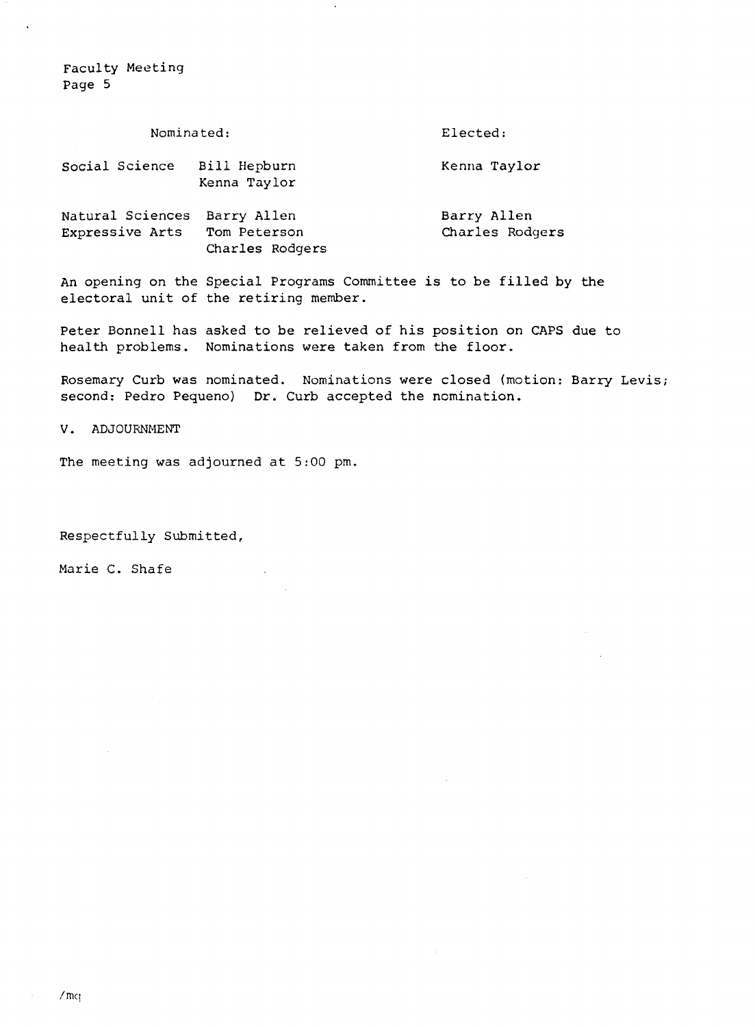| | Nominated: | Elected: |
|---|---|---|
| Social Science | Bill Hepburn<br>Kenna Taylor | Kenna Taylor |
| Natural Sciences | Barry Allen | Barry Allen |
| Expressive Arts | Tom Peterson<br>Charles Rodgers | Charles Rodgers |

An opening on the Special Programs Committee is to be filled by the electoral unit of the retiring member.

Peter Bonnell has asked to be relieved of his position on CAPS due to health problems. Nominations were taken from the floor.

Rosemary Curb was nominated. Nominations were closed (motion: Barry Levis; second: Pedro Pequeno) Dr. Curb accepted the nomination.

V. ADJOURNMENT

The meeting was adjourned at 5:00 pm.

Respectfully Submitted,

Marie C. Shafe

/mq